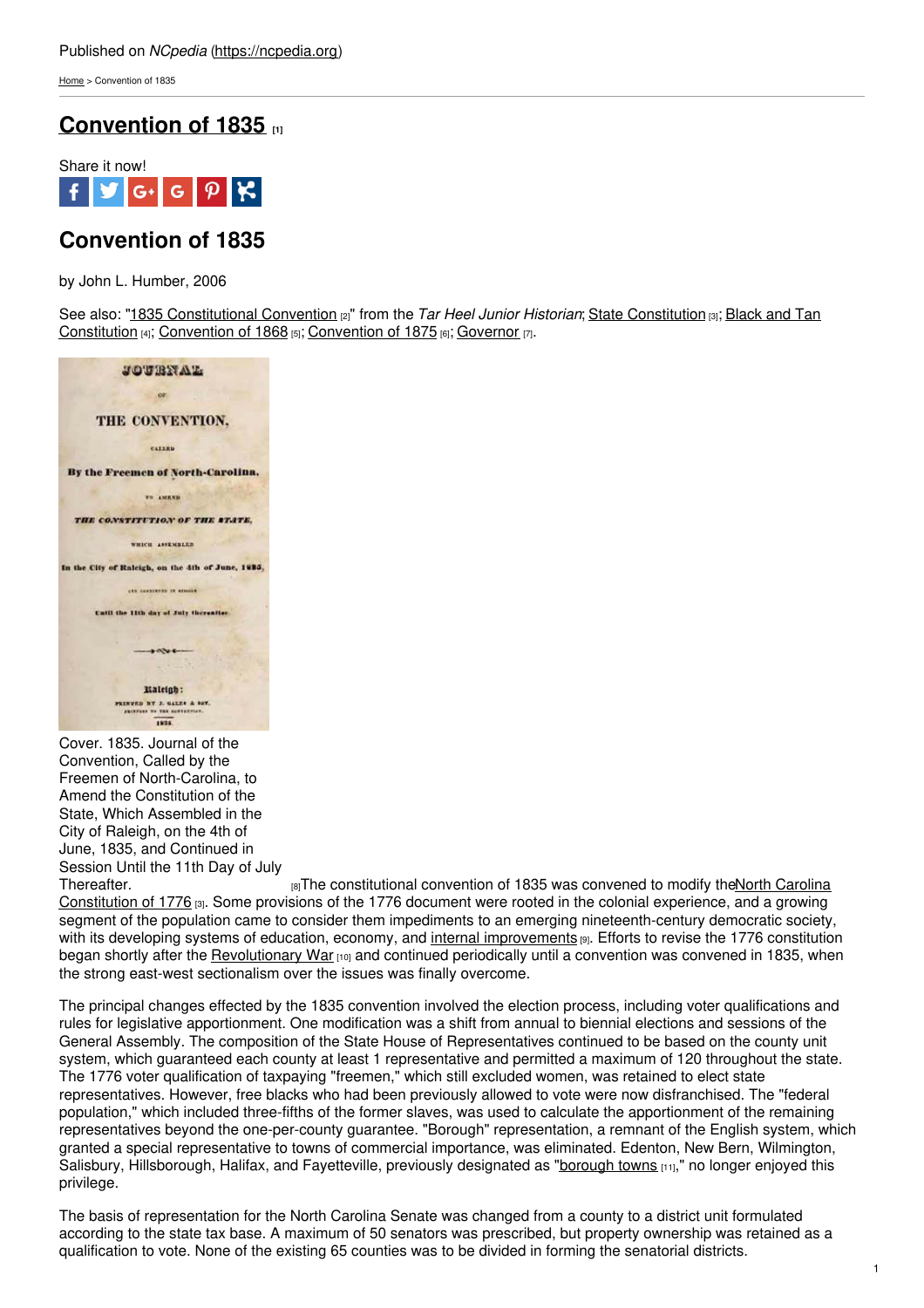Published on *NCpedia* (https://ncpedia.org)

Home > Convention of 1835

# Convention of 1835 [1]

Share it now!

## Convention of 1835

by John L. Humber, 2006

See also: "1835 Constitutional Convention [2]" from the *Tar Heel Junior Historian*; State Constitution [3]; Black and Tan Constitution [4]; Convention of 1868 [5]; Convention of 1875 [6]; Governor [7].

Cover. 1835. Journal of the Convention, Called by the Freemen of North-Carolina, to Amend the Constitution of the State, Which Assembled in the City of Raleigh, on the 4th of June, 1835, and Continued in Session Until the 11th Day of July Thereafter. [8]

The constitutional convention of 1835 was convened to modify the North Carolina Constitution of 1776 [3]. Some provisions of the 1776 document were rooted in the colonial experience, and a growing segment of the population came to consider them impediments to an emerging nineteenth-century democratic society, with its developing systems of education, economy, and internal improvements [9]. Efforts to revise the 1776 constitution began shortly after the Revolutionary War [10] and continued periodically until a convention was convened in 1835, when the strong east-west sectionalism over the issues was finally overcome.

The principal changes effected by the 1835 convention involved the election process, including voter qualifications and rules for legislative apportionment. One modification was a shift from annual to biennial elections and sessions of the General Assembly. The composition of the State House of Representatives continued to be based on the county unit system, which guaranteed each county at least 1 representative and permitted a maximum of 120 throughout the state. The 1776 voter qualification of taxpaying "freemen," which still excluded women, was retained to elect state representatives. However, free blacks who had been previously allowed to vote were now disfranchised. The "federal population," which included three-fifths of the former slaves, was used to calculate the apportionment of the remaining representatives beyond the one-per-county guarantee. "Borough" representation, a remnant of the English system, which granted a special representative to towns of commercial importance, was eliminated. Edenton, New Bern, Wilmington, Salisbury, Hillsborough, Halifax, and Fayetteville, previously designated as "borough towns [11]," no longer enjoyed this privilege.

The basis of representation for the North Carolina Senate was changed from a county to a district unit formulated according to the state tax base. A maximum of 50 senators was prescribed, but property ownership was retained as a qualification to vote. None of the existing 65 counties was to be divided in forming the senatorial districts.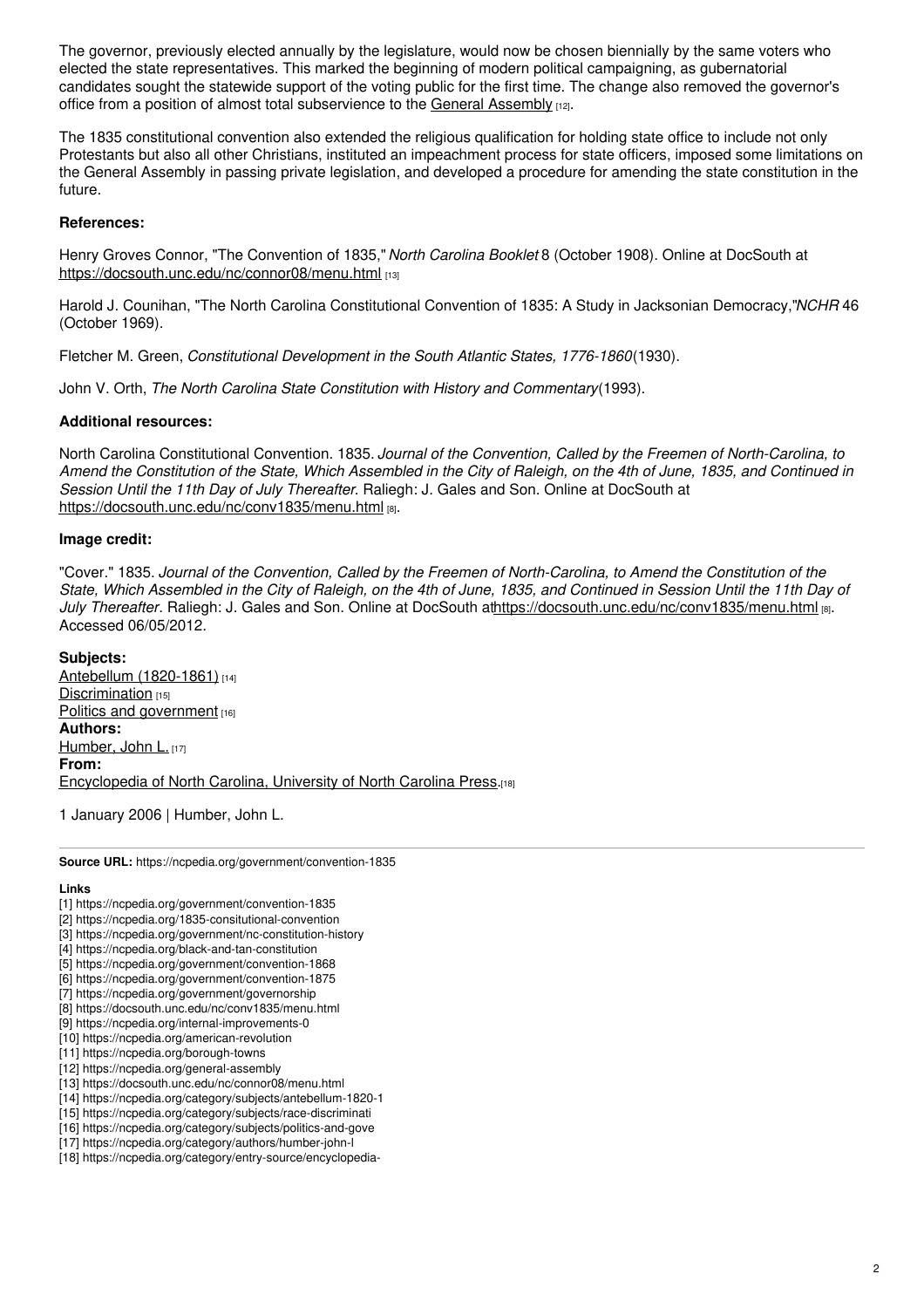The governor, previously elected annually by the legislature, would now be chosen biennially by the same voters who elected the state representatives. This marked the beginning of modern political campaigning, as gubernatorial candidates sought the statewide support of the voting public for the first time. The change also removed the governor's office from a position of almost total subservience to the General Assembly [12].

The 1835 constitutional convention also extended the religious qualification for holding state office to include not only Protestants but also all other Christians, instituted an impeachment process for state officers, imposed some limitations on the General Assembly in passing private legislation, and developed a procedure for amending the state constitution in the future.

**References:**

Henry Groves Connor, "The Convention of 1835," *North Carolina Booklet* 8 (October 1908). Online at DocSouth at https://docsouth.unc.edu/nc/connor08/menu.html [13]

Harold J. Counihan, "The North Carolina Constitutional Convention of 1835: A Study in Jacksonian Democracy,"*NCHR* 46 (October 1969).

Fletcher M. Green, *Constitutional Development in the South Atlantic States, 1776-1860*(1930).

John V. Orth, *The North Carolina State Constitution with History and Commentary*(1993).

**Additional resources:**

North Carolina Constitutional Convention. 1835. *Journal of the Convention, Called by the Freemen of North-Carolina, to Amend the Constitution of the State, Which Assembled in the City of Raleigh, on the 4th of June, 1835, and Continued in Session Until the 11th Day of July Thereafter.* Raliegh: J. Gales and Son. Online at DocSouth at https://docsouth.unc.edu/nc/conv1835/menu.html [8].

**Image credit:**

"Cover." 1835. *Journal of the Convention, Called by the Freemen of North-Carolina, to Amend the Constitution of the State, Which Assembled in the City of Raleigh, on the 4th of June, 1835, and Continued in Session Until the 11th Day of July Thereafter.* Raliegh: J. Gales and Son. Online at DocSouth athttps://docsouth.unc.edu/nc/conv1835/menu.html [8]. Accessed 06/05/2012.

**Subjects:**
Antebellum (1820-1861) [14]
Discrimination [15]
Politics and government [16]
**Authors:**
Humber, John L. [17]
**From:**
Encyclopedia of North Carolina, University of North Carolina Press.[18]

1 January 2006 | Humber, John L.

**Source URL:** https://ncpedia.org/government/convention-1835

**Links**
[1] https://ncpedia.org/government/convention-1835
[2] https://ncpedia.org/1835-consitutional-convention
[3] https://ncpedia.org/government/nc-constitution-history
[4] https://ncpedia.org/black-and-tan-constitution
[5] https://ncpedia.org/government/convention-1868
[6] https://ncpedia.org/government/convention-1875
[7] https://ncpedia.org/government/governorship
[8] https://docsouth.unc.edu/nc/conv1835/menu.html
[9] https://ncpedia.org/internal-improvements-0
[10] https://ncpedia.org/american-revolution
[11] https://ncpedia.org/borough-towns
[12] https://ncpedia.org/general-assembly
[13] https://docsouth.unc.edu/nc/connor08/menu.html
[14] https://ncpedia.org/category/subjects/antebellum-1820-1
[15] https://ncpedia.org/category/subjects/race-discriminati
[16] https://ncpedia.org/category/subjects/politics-and-gove
[17] https://ncpedia.org/category/authors/humber-john-l
[18] https://ncpedia.org/category/entry-source/encyclopedia-